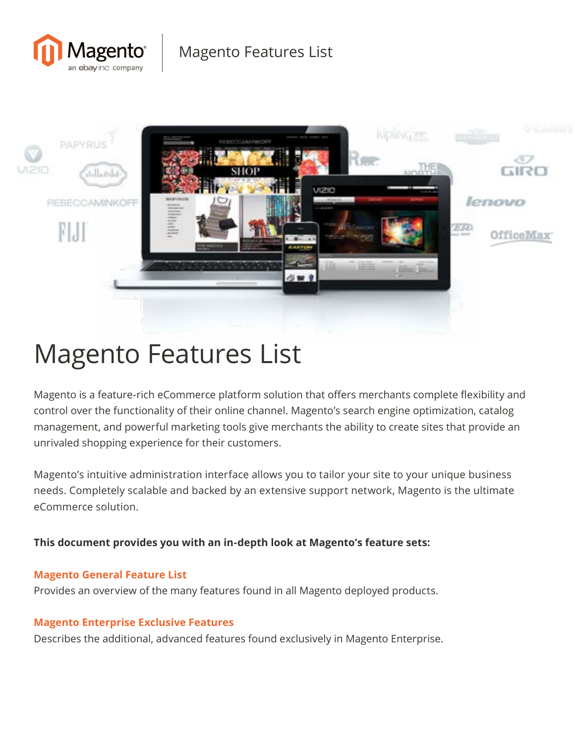# Magento Features List

Magento is a feature-rich eCommerce platform solution that offers merchants complete flexibility and control over the functionality of their online channel. Magento's search engine optimization, catalog management, and powerful marketing tools give merchants the ability to create sites that provide an unrivaled shopping experience for their customers.

Magento's intuitive administration interface allows you to tailor your site to your unique business needs. Completely scalable and backed by an extensive support network, Magento is the ultimate eCommerce solution.

**This document provides you with an in-depth look at Magento's feature sets:**

**Magento General Feature List**
Provides an overview of the many features found in all Magento deployed products.

**Magento Enterprise Exclusive Features**
Describes the additional, advanced features found exclusively in Magento Enterprise.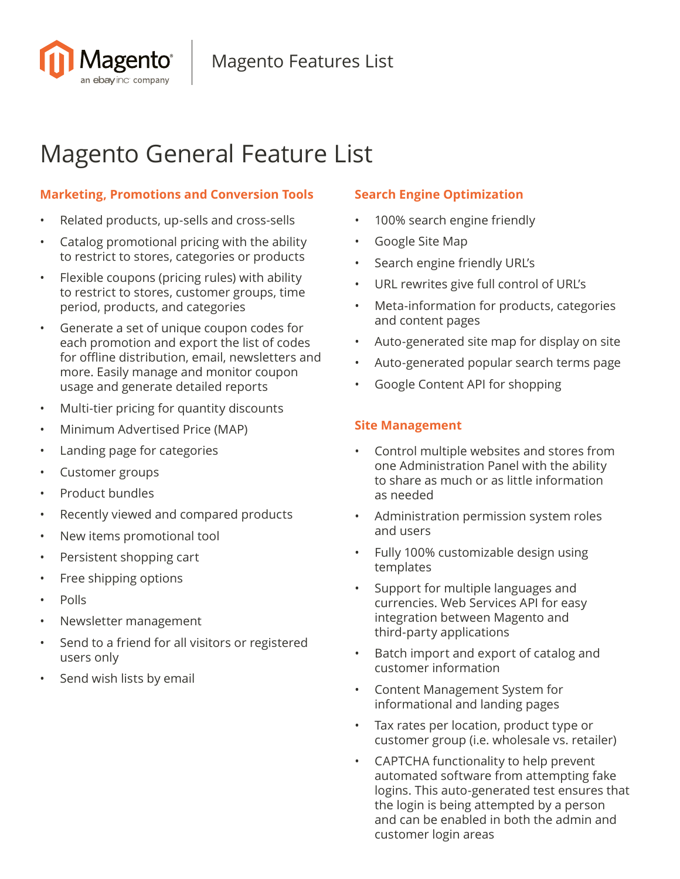# Magento General Feature List

### Marketing, Promotions and Conversion Tools

- Related products, up-sells and cross-sells
- Catalog promotional pricing with the ability to restrict to stores, categories or products
- Flexible coupons (pricing rules) with ability to restrict to stores, customer groups, time period, products, and categories
- Generate a set of unique coupon codes for each promotion and export the list of codes for offline distribution, email, newsletters and more. Easily manage and monitor coupon usage and generate detailed reports
- Multi-tier pricing for quantity discounts
- Minimum Advertised Price (MAP)
- Landing page for categories
- Customer groups
- Product bundles
- Recently viewed and compared products
- New items promotional tool
- Persistent shopping cart
- Free shipping options
- Polls
- Newsletter management
- Send to a friend for all visitors or registered users only
- Send wish lists by email

### Search Engine Optimization

- 100% search engine friendly
- Google Site Map
- Search engine friendly URL's
- URL rewrites give full control of URL's
- Meta-information for products, categories and content pages
- Auto-generated site map for display on site
- Auto-generated popular search terms page
- Google Content API for shopping

### Site Management

- Control multiple websites and stores from one Administration Panel with the ability to share as much or as little information as needed
- Administration permission system roles and users
- Fully 100% customizable design using templates
- Support for multiple languages and currencies. Web Services API for easy integration between Magento and third-party applications
- Batch import and export of catalog and customer information
- Content Management System for informational and landing pages
- Tax rates per location, product type or customer group (i.e. wholesale vs. retailer)
- CAPTCHA functionality to help prevent automated software from attempting fake logins. This auto-generated test ensures that the login is being attempted by a person and can be enabled in both the admin and customer login areas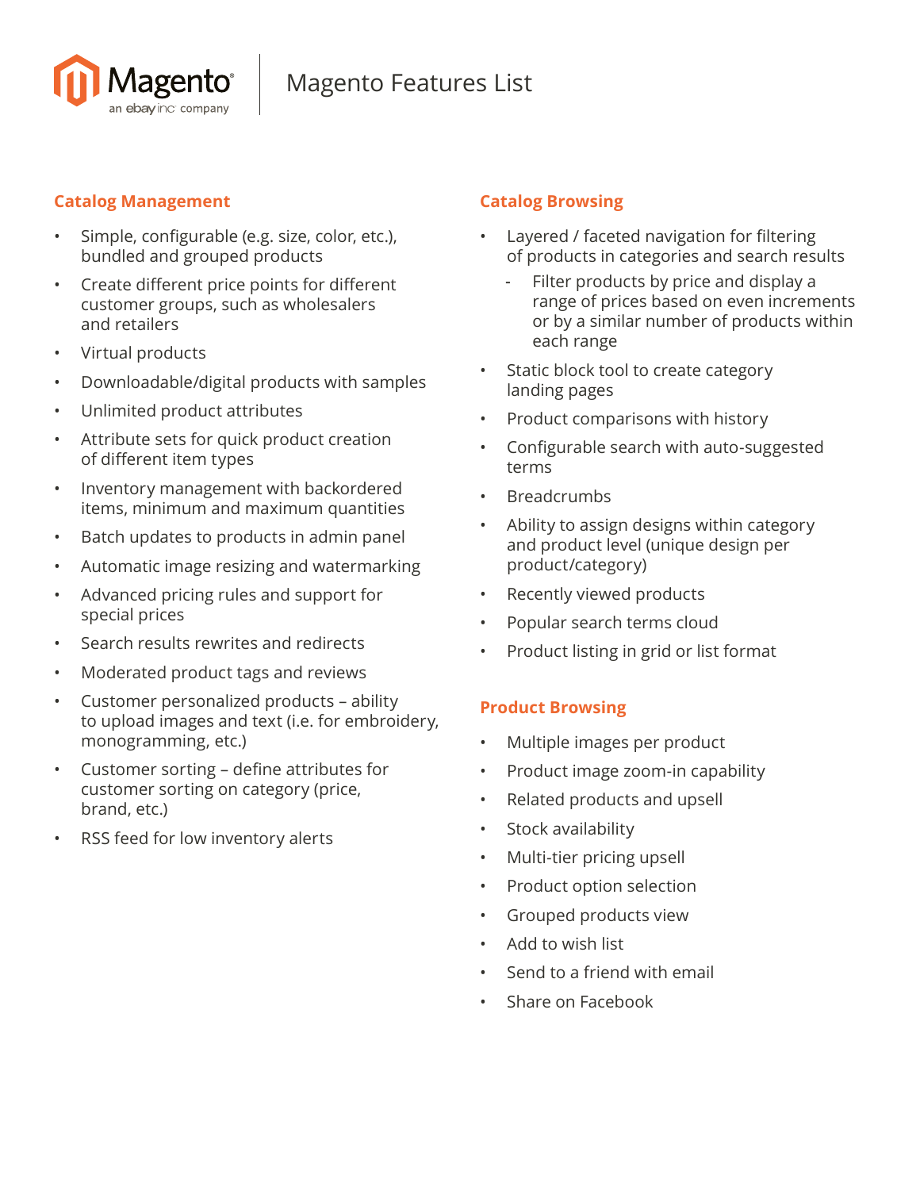# Magento Features List

## Catalog Management

- Simple, configurable (e.g. size, color, etc.), bundled and grouped products
- Create different price points for different customer groups, such as wholesalers and retailers
- Virtual products
- Downloadable/digital products with samples
- Unlimited product attributes
- Attribute sets for quick product creation of different item types
- Inventory management with backordered items, minimum and maximum quantities
- Batch updates to products in admin panel
- Automatic image resizing and watermarking
- Advanced pricing rules and support for special prices
- Search results rewrites and redirects
- Moderated product tags and reviews
- Customer personalized products – ability to upload images and text (i.e. for embroidery, monogramming, etc.)
- Customer sorting – define attributes for customer sorting on category (price, brand, etc.)
- RSS feed for low inventory alerts

## Catalog Browsing

- Layered / faceted navigation for filtering of products in categories and search results
    - Filter products by price and display a range of prices based on even increments or by a similar number of products within each range
- Static block tool to create category landing pages
- Product comparisons with history
- Configurable search with auto-suggested terms
- Breadcrumbs
- Ability to assign designs within category and product level (unique design per product/category)
- Recently viewed products
- Popular search terms cloud
- Product listing in grid or list format

## Product Browsing

- Multiple images per product
- Product image zoom-in capability
- Related products and upsell
- Stock availability
- Multi-tier pricing upsell
- Product option selection
- Grouped products view
- Add to wish list
- Send to a friend with email
- Share on Facebook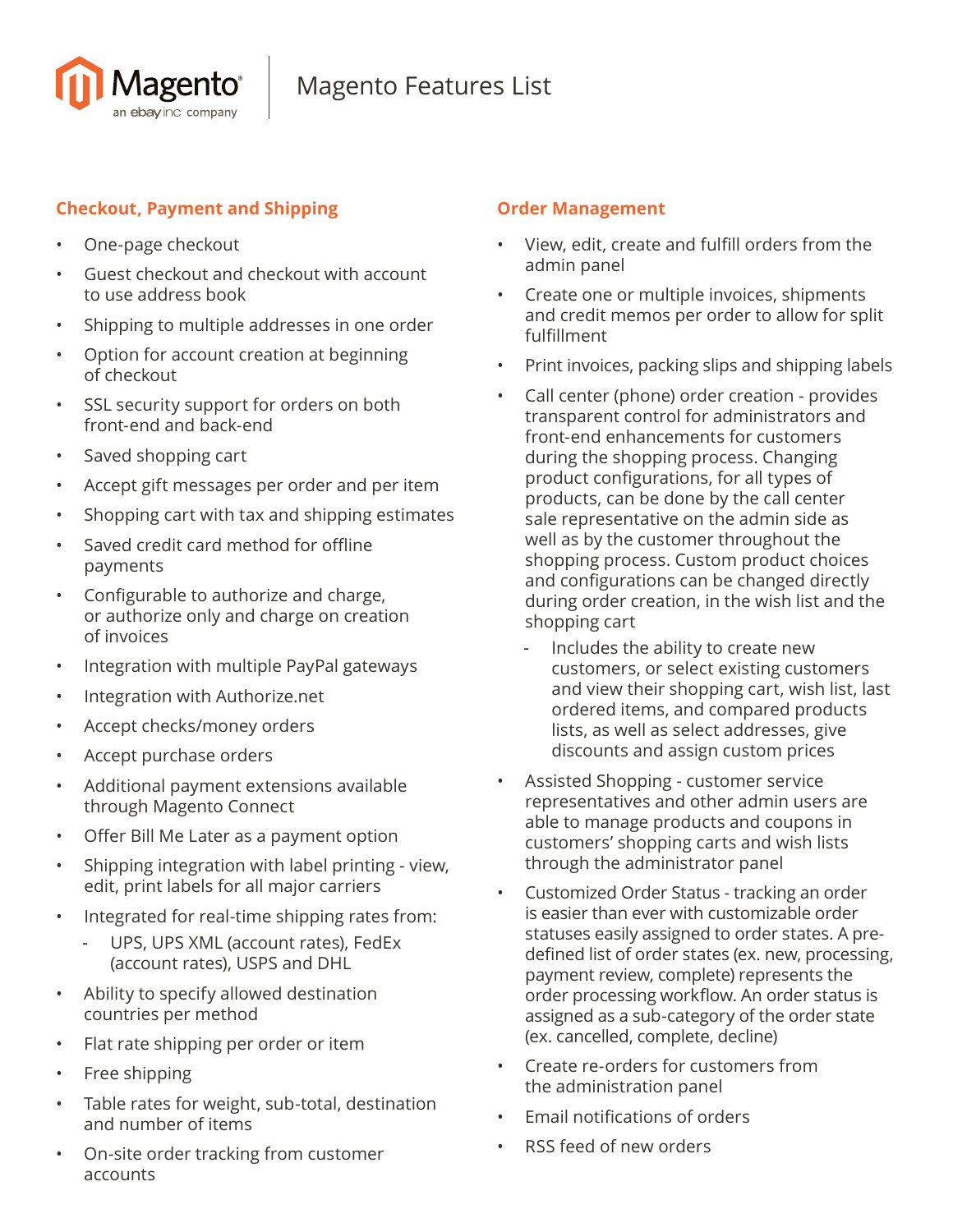# Magento Features List

## Checkout, Payment and Shipping

- One-page checkout
- Guest checkout and checkout with account to use address book
- Shipping to multiple addresses in one order
- Option for account creation at beginning of checkout
- SSL security support for orders on both front-end and back-end
- Saved shopping cart
- Accept gift messages per order and per item
- Shopping cart with tax and shipping estimates
- Saved credit card method for offline payments
- Configurable to authorize and charge, or authorize only and charge on creation of invoices
- Integration with multiple PayPal gateways
- Integration with Authorize.net
- Accept checks/money orders
- Accept purchase orders
- Additional payment extensions available through Magento Connect
- Offer Bill Me Later as a payment option
- Shipping integration with label printing - view, edit, print labels for all major carriers
- Integrated for real-time shipping rates from:
  - UPS, UPS XML (account rates), FedEx (account rates), USPS and DHL
- Ability to specify allowed destination countries per method
- Flat rate shipping per order or item
- Free shipping
- Table rates for weight, sub-total, destination and number of items
- On-site order tracking from customer accounts

## Order Management

- View, edit, create and fulfill orders from the admin panel
- Create one or multiple invoices, shipments and credit memos per order to allow for split fulfillment
- Print invoices, packing slips and shipping labels
- Call center (phone) order creation - provides transparent control for administrators and front-end enhancements for customers during the shopping process. Changing product configurations, for all types of products, can be done by the call center sale representative on the admin side as well as by the customer throughout the shopping process. Custom product choices and configurations can be changed directly during order creation, in the wish list and the shopping cart
  - Includes the ability to create new customers, or select existing customers and view their shopping cart, wish list, last ordered items, and compared products lists, as well as select addresses, give discounts and assign custom prices
- Assisted Shopping - customer service representatives and other admin users are able to manage products and coupons in customers' shopping carts and wish lists through the administrator panel
- Customized Order Status - tracking an order is easier than ever with customizable order statuses easily assigned to order states. A pre-defined list of order states (ex. new, processing, payment review, complete) represents the order processing workflow. An order status is assigned as a sub-category of the order state (ex. cancelled, complete, decline)
- Create re-orders for customers from the administration panel
- Email notifications of orders
- RSS feed of new orders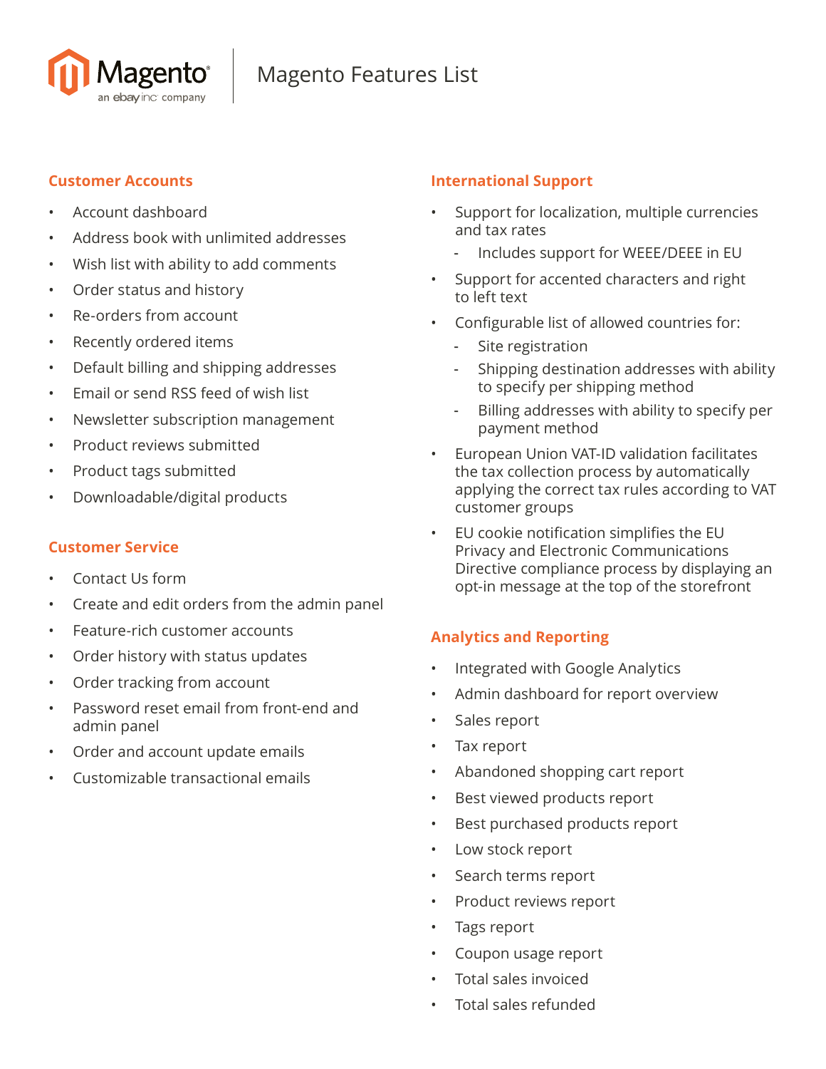# Magento Features List

## Customer Accounts

- Account dashboard
- Address book with unlimited addresses
- Wish list with ability to add comments
- Order status and history
- Re-orders from account
- Recently ordered items
- Default billing and shipping addresses
- Email or send RSS feed of wish list
- Newsletter subscription management
- Product reviews submitted
- Product tags submitted
- Downloadable/digital products

## Customer Service

- Contact Us form
- Create and edit orders from the admin panel
- Feature-rich customer accounts
- Order history with status updates
- Order tracking from account
- Password reset email from front-end and admin panel
- Order and account update emails
- Customizable transactional emails

## International Support

- Support for localization, multiple currencies and tax rates
  - Includes support for WEEE/DEEE in EU
- Support for accented characters and right to left text
- Configurable list of allowed countries for:
  - Site registration
  - Shipping destination addresses with ability to specify per shipping method
  - Billing addresses with ability to specify per payment method
- European Union VAT-ID validation facilitates the tax collection process by automatically applying the correct tax rules according to VAT customer groups
- EU cookie notification simplifies the EU Privacy and Electronic Communications Directive compliance process by displaying an opt-in message at the top of the storefront

## Analytics and Reporting

- Integrated with Google Analytics
- Admin dashboard for report overview
- Sales report
- Tax report
- Abandoned shopping cart report
- Best viewed products report
- Best purchased products report
- Low stock report
- Search terms report
- Product reviews report
- Tags report
- Coupon usage report
- Total sales invoiced
- Total sales refunded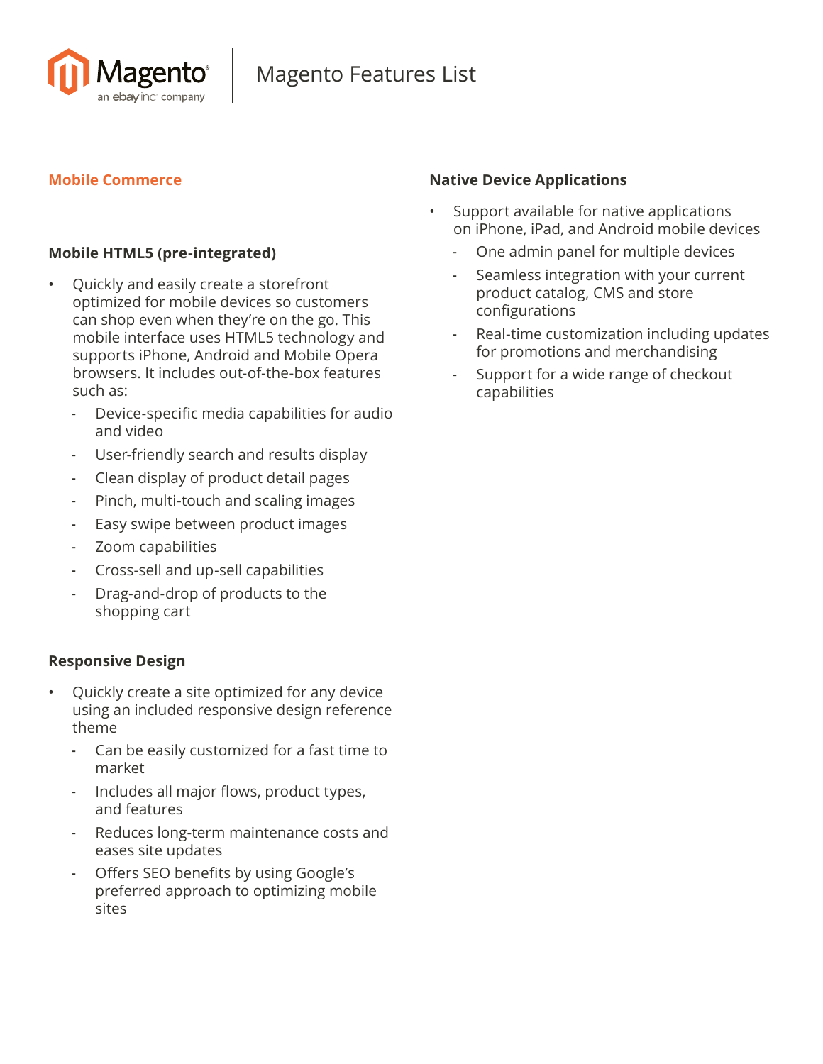## Mobile Commerce

### Mobile HTML5 (pre-integrated)

- Quickly and easily create a storefront optimized for mobile devices so customers can shop even when they're on the go. This mobile interface uses HTML5 technology and supports iPhone, Android and Mobile Opera browsers. It includes out-of-the-box features such as:
  - Device-specific media capabilities for audio and video
  - User-friendly search and results display
  - Clean display of product detail pages
  - Pinch, multi-touch and scaling images
  - Easy swipe between product images
  - Zoom capabilities
  - Cross-sell and up-sell capabilities
  - Drag-and-drop of products to the shopping cart

### Responsive Design

- Quickly create a site optimized for any device using an included responsive design reference theme
  - Can be easily customized for a fast time to market
  - Includes all major flows, product types, and features
  - Reduces long-term maintenance costs and eases site updates
  - Offers SEO benefits by using Google's preferred approach to optimizing mobile sites

### Native Device Applications

- Support available for native applications on iPhone, iPad, and Android mobile devices
  - One admin panel for multiple devices
  - Seamless integration with your current product catalog, CMS and store configurations
  - Real-time customization including updates for promotions and merchandising
  - Support for a wide range of checkout capabilities